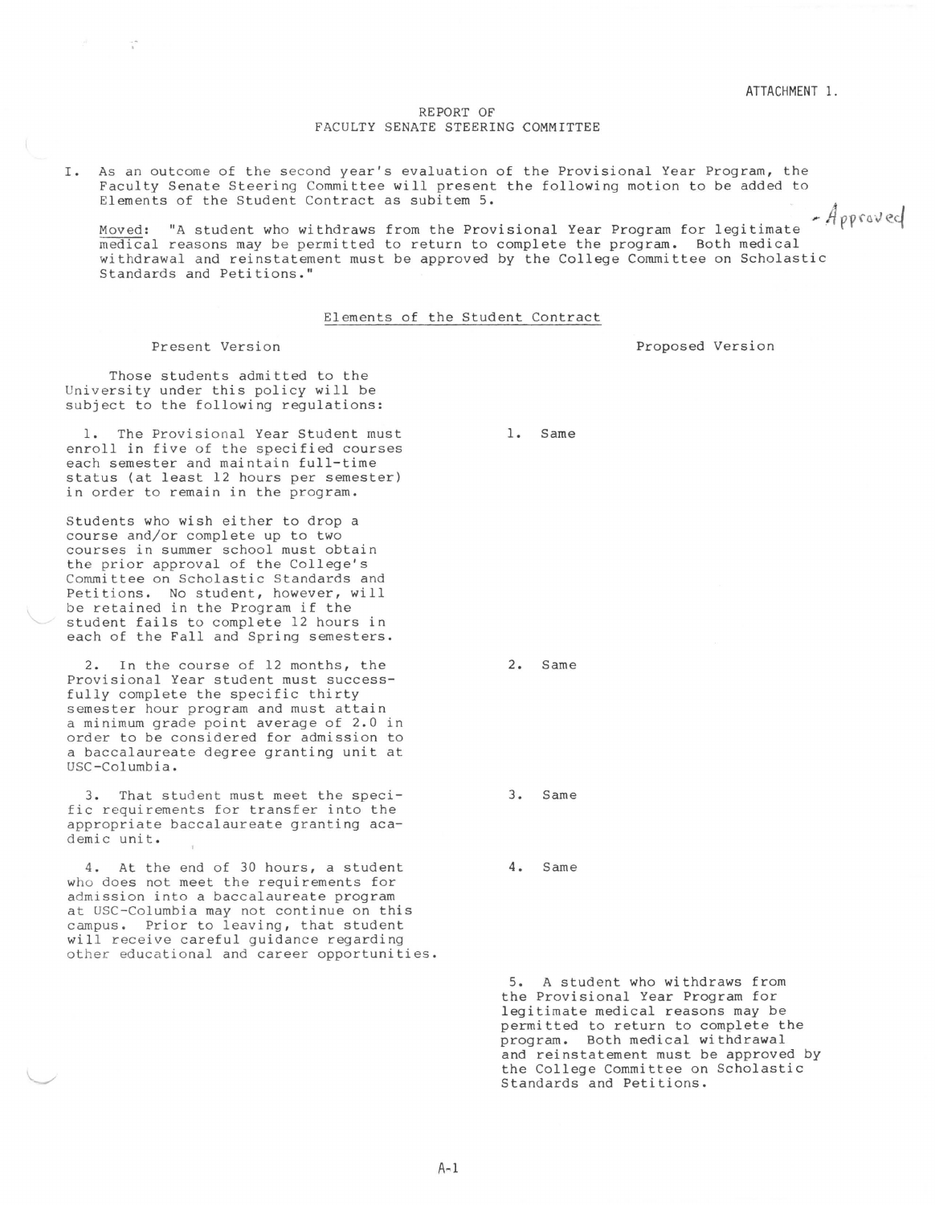ATTACHMENT 1.

# REPORT OF FACULTY SENATE STEERING COMMITTEE

I. As an outcome of the second year's evaluation of the Provisional Year Program, the Faculty Senate Steering Committee will present the following motion to be added to Elements of the Student Contract as subitem 5.

Moved: "A student who withdraws from the Provisional Year Program for legitimate medical reasons may be permitted to return to complete the program. Both medical withdrawal and reinstatement must be approved by the College Committee on Scholastic Standards and Petitions." - Approved

## Elements of the Student Contract

| Present Version | Proposed Version |
|---|---|
| Those students admitted to the University under this policy will be subject to the following regulations: | |
| 1. The Provisional Year Student must enroll in five of the specified courses each semester and maintain full-time status (at least 12 hours per semester) in order to remain in the program.<br><br>Students who wish either to drop a course and/or complete up to two courses in summer school must obtain the prior approval of the College's Committee on Scholastic Standards and Petitions. No student, however, will be retained in the Program if the student fails to complete 12 hours in each of the Fall and Spring semesters. | 1. Same |
| 2. In the course of 12 months, the Provisional Year student must successfully complete the specific thirty semester hour program and must attain a minimum grade point average of 2.0 in order to be considered for admission to a baccalaureate degree granting unit at USC-Columbia. | 2. Same |
| 3. That student must meet the specific requirements for transfer into the appropriate baccalaureate granting academic unit. | 3. Same |
| 4. At the end of 30 hours, a student who does not meet the requirements for admission into a baccalaureate program at USC-Columbia may not continue on this campus. Prior to leaving, that student will receive careful guidance regarding other educational and career opportunities. | 4. Same |
| | 5. A student who withdraws from the Provisional Year Program for legitimate medical reasons may be permitted to return to complete the program. Both medical withdrawal and reinstatement must be approved by the College Committee on Scholastic Standards and Petitions. |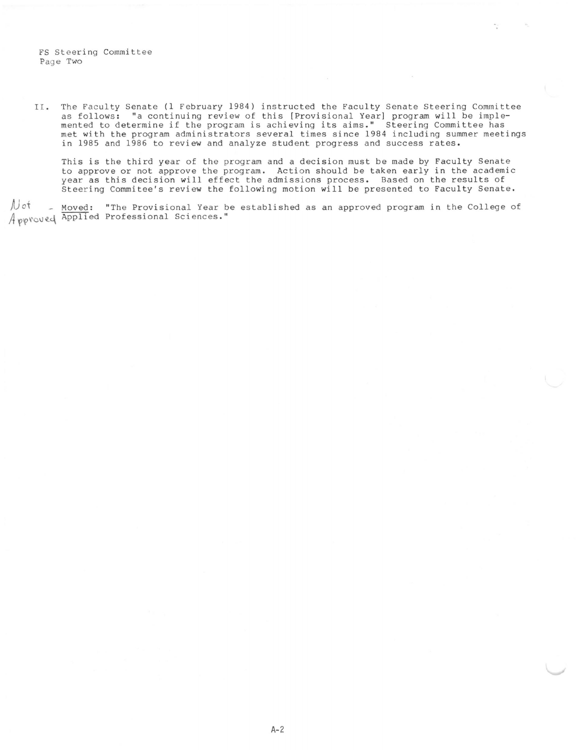FS Steering Committee
Page Two

II. The Faculty Senate (1 February 1984) instructed the Faculty Senate Steering Committee as follows: "a continuing review of this [Provisional Year] program will be implemented to determine if the program is achieving its aims." Steering Committee has met with the program administrators several times since 1984 including summer meetings in 1985 and 1986 to review and analyze student progress and success rates.

This is the third year of the program and a decision must be made by Faculty Senate to approve or not approve the program. Action should be taken early in the academic year as this decision will effect the admissions process. Based on the results of Steering Commitee's review the following motion will be presented to Faculty Senate.

Not Approved - Moved: "The Provisional Year be established as an approved program in the College of Applied Professional Sciences."